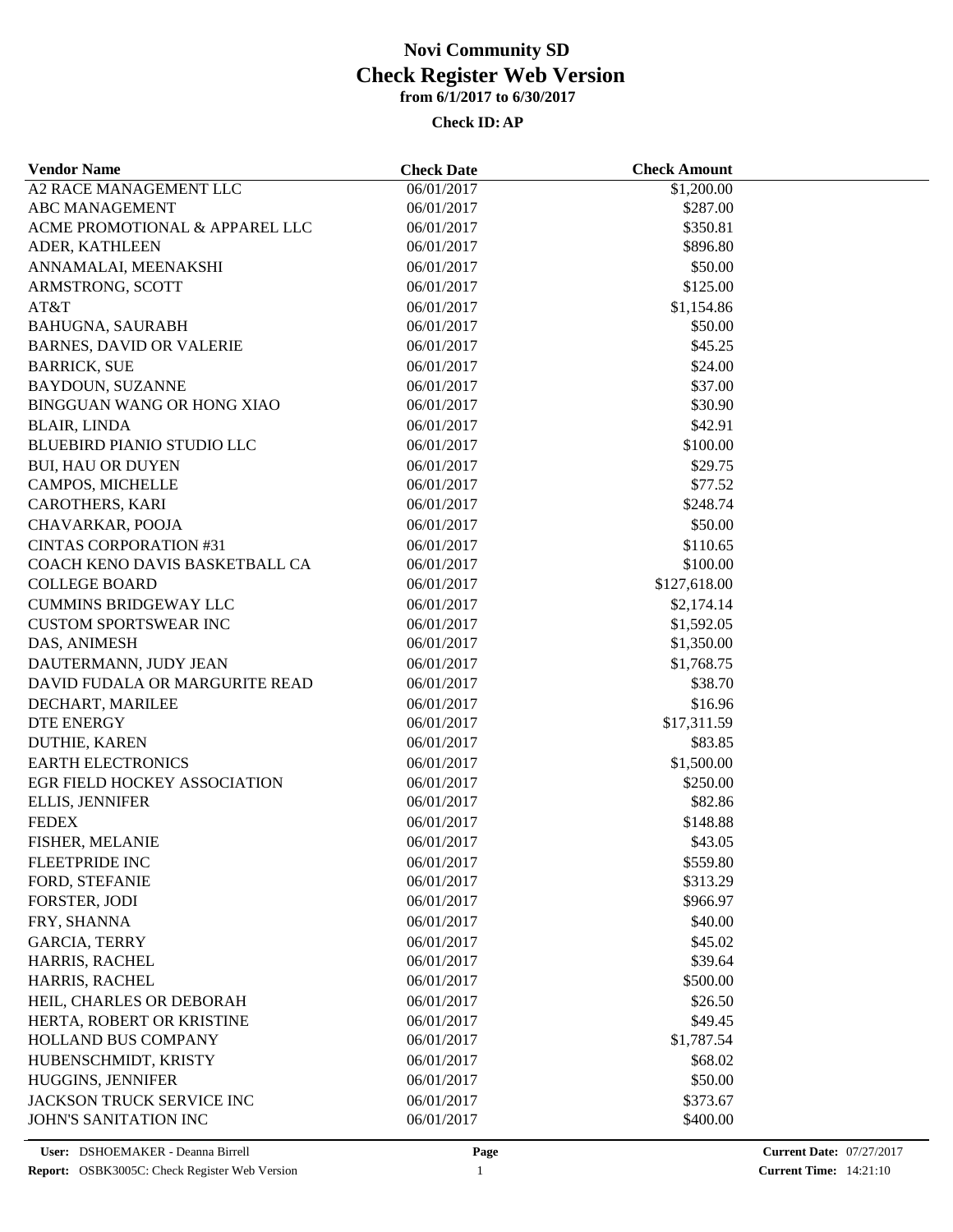# Novi Community SD
## Check Register Web Version
### from 6/1/2017 to 6/30/2017

**Check ID: AP**

| Vendor Name | Check Date | Check Amount |
|---|---|---|
| A2 RACE MANAGEMENT LLC | 06/01/2017 | $1,200.00 |
| ABC MANAGEMENT | 06/01/2017 | $287.00 |
| ACME PROMOTIONAL & APPAREL LLC | 06/01/2017 | $350.81 |
| ADER, KATHLEEN | 06/01/2017 | $896.80 |
| ANNAMALAI, MEENAKSHI | 06/01/2017 | $50.00 |
| ARMSTRONG, SCOTT | 06/01/2017 | $125.00 |
| AT&T | 06/01/2017 | $1,154.86 |
| BAHUGNA, SAURABH | 06/01/2017 | $50.00 |
| BARNES, DAVID OR VALERIE | 06/01/2017 | $45.25 |
| BARRICK, SUE | 06/01/2017 | $24.00 |
| BAYDOUN, SUZANNE | 06/01/2017 | $37.00 |
| BINGGUAN WANG OR HONG XIAO | 06/01/2017 | $30.90 |
| BLAIR, LINDA | 06/01/2017 | $42.91 |
| BLUEBIRD PIANIO STUDIO LLC | 06/01/2017 | $100.00 |
| BUI, HAU OR DUYEN | 06/01/2017 | $29.75 |
| CAMPOS, MICHELLE | 06/01/2017 | $77.52 |
| CAROTHERS, KARI | 06/01/2017 | $248.74 |
| CHAVARKAR, POOJA | 06/01/2017 | $50.00 |
| CINTAS CORPORATION #31 | 06/01/2017 | $110.65 |
| COACH KENO DAVIS BASKETBALL CA | 06/01/2017 | $100.00 |
| COLLEGE BOARD | 06/01/2017 | $127,618.00 |
| CUMMINS BRIDGEWAY LLC | 06/01/2017 | $2,174.14 |
| CUSTOM SPORTSWEAR INC | 06/01/2017 | $1,592.05 |
| DAS, ANIMESH | 06/01/2017 | $1,350.00 |
| DAUTERMANN, JUDY JEAN | 06/01/2017 | $1,768.75 |
| DAVID FUDALA OR MARGURITE READ | 06/01/2017 | $38.70 |
| DECHART, MARILEE | 06/01/2017 | $16.96 |
| DTE ENERGY | 06/01/2017 | $17,311.59 |
| DUTHIE, KAREN | 06/01/2017 | $83.85 |
| EARTH ELECTRONICS | 06/01/2017 | $1,500.00 |
| EGR FIELD HOCKEY ASSOCIATION | 06/01/2017 | $250.00 |
| ELLIS, JENNIFER | 06/01/2017 | $82.86 |
| FEDEX | 06/01/2017 | $148.88 |
| FISHER, MELANIE | 06/01/2017 | $43.05 |
| FLEETPRIDE INC | 06/01/2017 | $559.80 |
| FORD, STEFANIE | 06/01/2017 | $313.29 |
| FORSTER, JODI | 06/01/2017 | $966.97 |
| FRY, SHANNA | 06/01/2017 | $40.00 |
| GARCIA, TERRY | 06/01/2017 | $45.02 |
| HARRIS, RACHEL | 06/01/2017 | $39.64 |
| HARRIS, RACHEL | 06/01/2017 | $500.00 |
| HEIL, CHARLES OR DEBORAH | 06/01/2017 | $26.50 |
| HERTA, ROBERT OR KRISTINE | 06/01/2017 | $49.45 |
| HOLLAND BUS COMPANY | 06/01/2017 | $1,787.54 |
| HUBENSCHMIDT, KRISTY | 06/01/2017 | $68.02 |
| HUGGINS, JENNIFER | 06/01/2017 | $50.00 |
| JACKSON TRUCK SERVICE INC | 06/01/2017 | $373.67 |
| JOHN'S SANITATION INC | 06/01/2017 | $400.00 |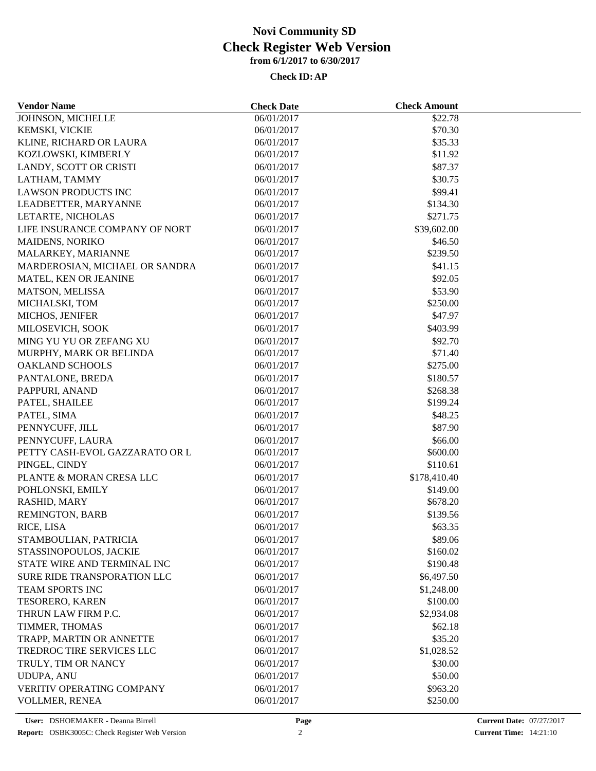# Novi Community SD
## Check Register Web Version
### from 6/1/2017 to 6/30/2017

**Check ID: AP**

| Vendor Name | Check Date | Check Amount |
|---|---|---|
| JOHNSON, MICHELLE | 06/01/2017 | $22.78 |
| KEMSKI, VICKIE | 06/01/2017 | $70.30 |
| KLINE, RICHARD OR LAURA | 06/01/2017 | $35.33 |
| KOZLOWSKI, KIMBERLY | 06/01/2017 | $11.92 |
| LANDY, SCOTT OR CRISTI | 06/01/2017 | $87.37 |
| LATHAM, TAMMY | 06/01/2017 | $30.75 |
| LAWSON PRODUCTS INC | 06/01/2017 | $99.41 |
| LEADBETTER, MARYANNE | 06/01/2017 | $134.30 |
| LETARTE, NICHOLAS | 06/01/2017 | $271.75 |
| LIFE INSURANCE COMPANY OF NORT | 06/01/2017 | $39,602.00 |
| MAIDENS, NORIKO | 06/01/2017 | $46.50 |
| MALARKEY, MARIANNE | 06/01/2017 | $239.50 |
| MARDEROSIAN, MICHAEL OR SANDRA | 06/01/2017 | $41.15 |
| MATEL, KEN OR JEANINE | 06/01/2017 | $92.05 |
| MATSON, MELISSA | 06/01/2017 | $53.90 |
| MICHALSKI, TOM | 06/01/2017 | $250.00 |
| MICHOS, JENIFER | 06/01/2017 | $47.97 |
| MILOSEVICH, SOOK | 06/01/2017 | $403.99 |
| MING YU YU OR ZEFANG XU | 06/01/2017 | $92.70 |
| MURPHY, MARK OR BELINDA | 06/01/2017 | $71.40 |
| OAKLAND SCHOOLS | 06/01/2017 | $275.00 |
| PANTALONE, BREDA | 06/01/2017 | $180.57 |
| PAPPURI, ANAND | 06/01/2017 | $268.38 |
| PATEL, SHAILEE | 06/01/2017 | $199.24 |
| PATEL, SIMA | 06/01/2017 | $48.25 |
| PENNYCUFF, JILL | 06/01/2017 | $87.90 |
| PENNYCUFF, LAURA | 06/01/2017 | $66.00 |
| PETTY CASH-EVOL GAZZARATO OR L | 06/01/2017 | $600.00 |
| PINGEL, CINDY | 06/01/2017 | $110.61 |
| PLANTE & MORAN CRESA LLC | 06/01/2017 | $178,410.40 |
| POHLONSKI, EMILY | 06/01/2017 | $149.00 |
| RASHID, MARY | 06/01/2017 | $678.20 |
| REMINGTON, BARB | 06/01/2017 | $139.56 |
| RICE, LISA | 06/01/2017 | $63.35 |
| STAMBOULIAN, PATRICIA | 06/01/2017 | $89.06 |
| STASSINOPOULOS, JACKIE | 06/01/2017 | $160.02 |
| STATE WIRE AND TERMINAL INC | 06/01/2017 | $190.48 |
| SURE RIDE TRANSPORATION LLC | 06/01/2017 | $6,497.50 |
| TEAM SPORTS INC | 06/01/2017 | $1,248.00 |
| TESORERO, KAREN | 06/01/2017 | $100.00 |
| THRUN LAW FIRM P.C. | 06/01/2017 | $2,934.08 |
| TIMMER, THOMAS | 06/01/2017 | $62.18 |
| TRAPP, MARTIN OR ANNETTE | 06/01/2017 | $35.20 |
| TREDROC TIRE SERVICES LLC | 06/01/2017 | $1,028.52 |
| TRULY, TIM OR NANCY | 06/01/2017 | $30.00 |
| UDUPA, ANU | 06/01/2017 | $50.00 |
| VERITIV OPERATING COMPANY | 06/01/2017 | $963.20 |
| VOLLMER, RENEA | 06/01/2017 | $250.00 |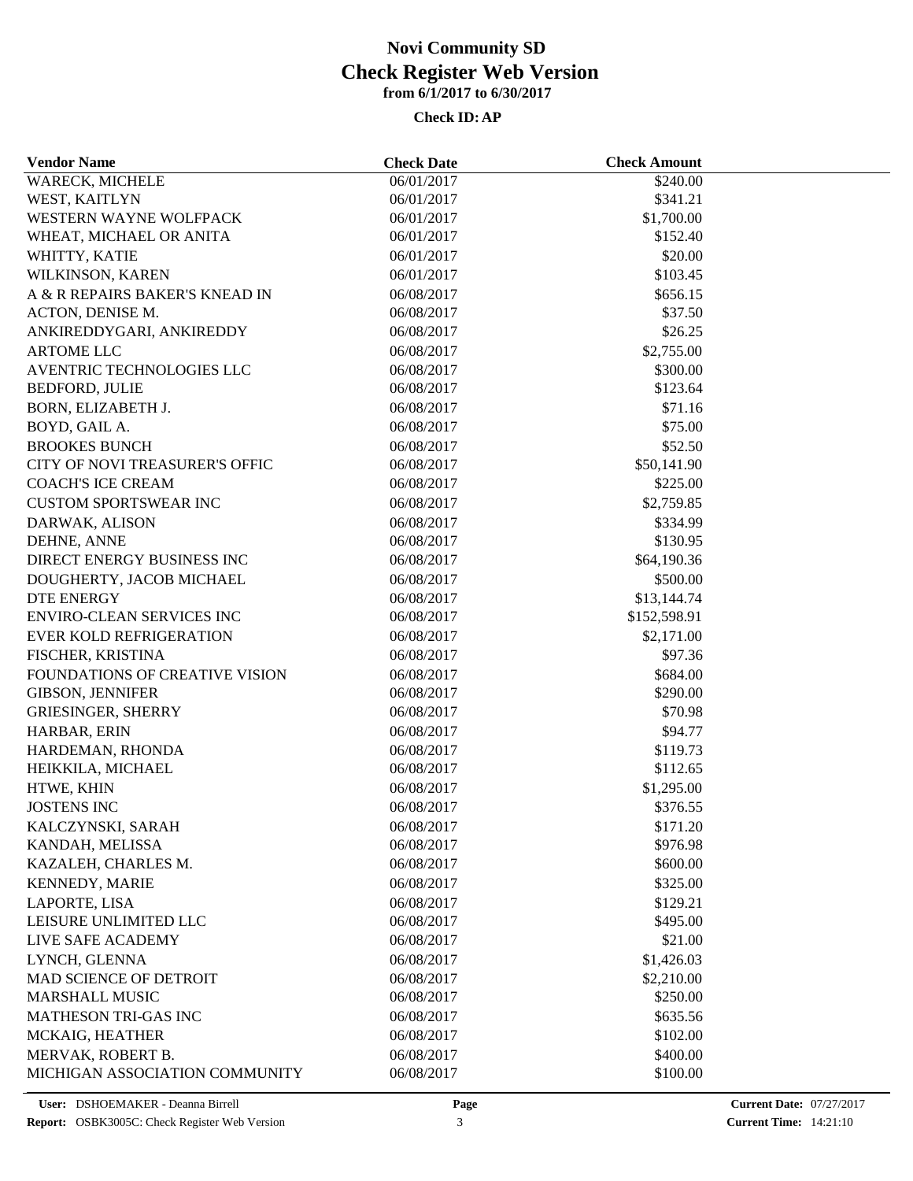# Novi Community SD
# Check Register Web Version
**from 6/1/2017 to 6/30/2017**

**Check ID: AP**

| Vendor Name | Check Date | Check Amount |
|---|---|---|
| WARECK, MICHELE | 06/01/2017 | $240.00 |
| WEST, KAITLYN | 06/01/2017 | $341.21 |
| WESTERN WAYNE WOLFPACK | 06/01/2017 | $1,700.00 |
| WHEAT, MICHAEL OR ANITA | 06/01/2017 | $152.40 |
| WHITTY, KATIE | 06/01/2017 | $20.00 |
| WILKINSON, KAREN | 06/01/2017 | $103.45 |
| A & R REPAIRS BAKER'S KNEAD IN | 06/08/2017 | $656.15 |
| ACTON, DENISE M. | 06/08/2017 | $37.50 |
| ANKIREDDYGARI, ANKIREDDY | 06/08/2017 | $26.25 |
| ARTOME LLC | 06/08/2017 | $2,755.00 |
| AVENTRIC TECHNOLOGIES LLC | 06/08/2017 | $300.00 |
| BEDFORD, JULIE | 06/08/2017 | $123.64 |
| BORN, ELIZABETH J. | 06/08/2017 | $71.16 |
| BOYD, GAIL A. | 06/08/2017 | $75.00 |
| BROOKES BUNCH | 06/08/2017 | $52.50 |
| CITY OF NOVI TREASURER'S OFFIC | 06/08/2017 | $50,141.90 |
| COACH'S ICE CREAM | 06/08/2017 | $225.00 |
| CUSTOM SPORTSWEAR INC | 06/08/2017 | $2,759.85 |
| DARWAK, ALISON | 06/08/2017 | $334.99 |
| DEHNE, ANNE | 06/08/2017 | $130.95 |
| DIRECT ENERGY BUSINESS INC | 06/08/2017 | $64,190.36 |
| DOUGHERTY, JACOB MICHAEL | 06/08/2017 | $500.00 |
| DTE ENERGY | 06/08/2017 | $13,144.74 |
| ENVIRO-CLEAN SERVICES INC | 06/08/2017 | $152,598.91 |
| EVER KOLD REFRIGERATION | 06/08/2017 | $2,171.00 |
| FISCHER, KRISTINA | 06/08/2017 | $97.36 |
| FOUNDATIONS OF CREATIVE VISION | 06/08/2017 | $684.00 |
| GIBSON, JENNIFER | 06/08/2017 | $290.00 |
| GRIESINGER, SHERRY | 06/08/2017 | $70.98 |
| HARBAR, ERIN | 06/08/2017 | $94.77 |
| HARDEMAN, RHONDA | 06/08/2017 | $119.73 |
| HEIKKILA, MICHAEL | 06/08/2017 | $112.65 |
| HTWE, KHIN | 06/08/2017 | $1,295.00 |
| JOSTENS INC | 06/08/2017 | $376.55 |
| KALCZYNSKI, SARAH | 06/08/2017 | $171.20 |
| KANDAH, MELISSA | 06/08/2017 | $976.98 |
| KAZALEH, CHARLES M. | 06/08/2017 | $600.00 |
| KENNEDY, MARIE | 06/08/2017 | $325.00 |
| LAPORTE, LISA | 06/08/2017 | $129.21 |
| LEISURE UNLIMITED LLC | 06/08/2017 | $495.00 |
| LIVE SAFE ACADEMY | 06/08/2017 | $21.00 |
| LYNCH, GLENNA | 06/08/2017 | $1,426.03 |
| MAD SCIENCE OF DETROIT | 06/08/2017 | $2,210.00 |
| MARSHALL MUSIC | 06/08/2017 | $250.00 |
| MATHESON TRI-GAS INC | 06/08/2017 | $635.56 |
| MCKAIG, HEATHER | 06/08/2017 | $102.00 |
| MERVAK, ROBERT B. | 06/08/2017 | $400.00 |
| MICHIGAN ASSOCIATION COMMUNITY | 06/08/2017 | $100.00 |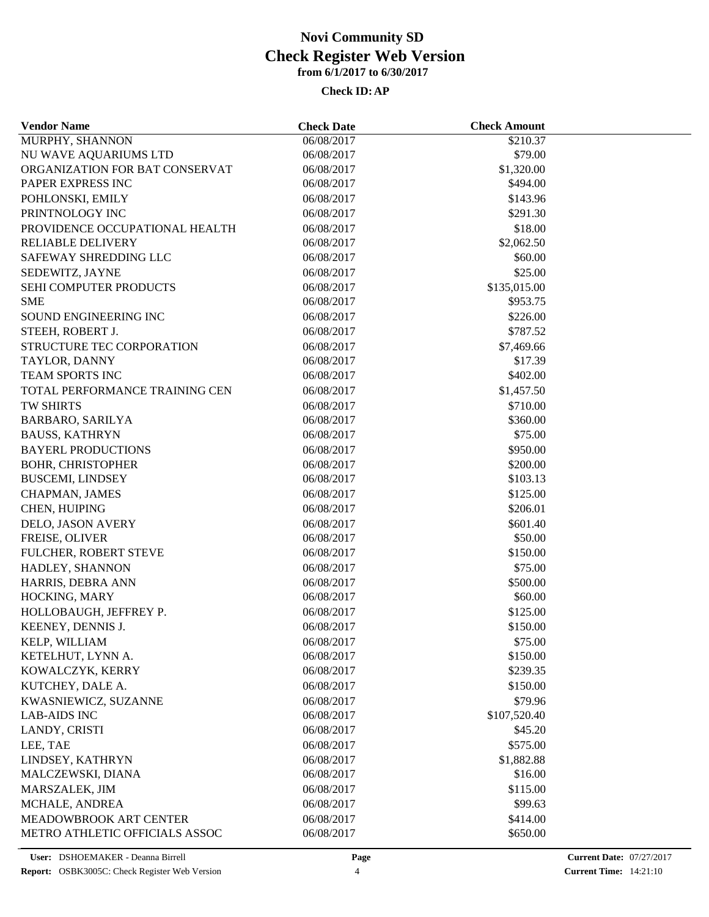# Novi Community SD
## Check Register Web Version
### from 6/1/2017 to 6/30/2017

**Check ID: AP**

| Vendor Name | Check Date | Check Amount |
|---|---|---|
| MURPHY, SHANNON | 06/08/2017 | $210.37 |
| NU WAVE AQUARIUMS LTD | 06/08/2017 | $79.00 |
| ORGANIZATION FOR BAT CONSERVAT | 06/08/2017 | $1,320.00 |
| PAPER EXPRESS INC | 06/08/2017 | $494.00 |
| POHLONSKI, EMILY | 06/08/2017 | $143.96 |
| PRINTNOLOGY INC | 06/08/2017 | $291.30 |
| PROVIDENCE OCCUPATIONAL HEALTH | 06/08/2017 | $18.00 |
| RELIABLE DELIVERY | 06/08/2017 | $2,062.50 |
| SAFEWAY SHREDDING LLC | 06/08/2017 | $60.00 |
| SEDEWITZ, JAYNE | 06/08/2017 | $25.00 |
| SEHI COMPUTER PRODUCTS | 06/08/2017 | $135,015.00 |
| SME | 06/08/2017 | $953.75 |
| SOUND ENGINEERING INC | 06/08/2017 | $226.00 |
| STEEH, ROBERT J. | 06/08/2017 | $787.52 |
| STRUCTURE TEC CORPORATION | 06/08/2017 | $7,469.66 |
| TAYLOR, DANNY | 06/08/2017 | $17.39 |
| TEAM SPORTS INC | 06/08/2017 | $402.00 |
| TOTAL PERFORMANCE TRAINING CEN | 06/08/2017 | $1,457.50 |
| TW SHIRTS | 06/08/2017 | $710.00 |
| BARBARO, SARILYA | 06/08/2017 | $360.00 |
| BAUSS, KATHRYN | 06/08/2017 | $75.00 |
| BAYERL PRODUCTIONS | 06/08/2017 | $950.00 |
| BOHR, CHRISTOPHER | 06/08/2017 | $200.00 |
| BUSCEMI, LINDSEY | 06/08/2017 | $103.13 |
| CHAPMAN, JAMES | 06/08/2017 | $125.00 |
| CHEN, HUIPING | 06/08/2017 | $206.01 |
| DELO, JASON AVERY | 06/08/2017 | $601.40 |
| FREISE, OLIVER | 06/08/2017 | $50.00 |
| FULCHER, ROBERT STEVE | 06/08/2017 | $150.00 |
| HADLEY, SHANNON | 06/08/2017 | $75.00 |
| HARRIS, DEBRA ANN | 06/08/2017 | $500.00 |
| HOCKING, MARY | 06/08/2017 | $60.00 |
| HOLLOBAUGH, JEFFREY P. | 06/08/2017 | $125.00 |
| KEENEY, DENNIS J. | 06/08/2017 | $150.00 |
| KELP, WILLIAM | 06/08/2017 | $75.00 |
| KETELHUT, LYNN A. | 06/08/2017 | $150.00 |
| KOWALCZYK, KERRY | 06/08/2017 | $239.35 |
| KUTCHEY, DALE A. | 06/08/2017 | $150.00 |
| KWASNIEWICZ, SUZANNE | 06/08/2017 | $79.96 |
| LAB-AIDS INC | 06/08/2017 | $107,520.40 |
| LANDY, CRISTI | 06/08/2017 | $45.20 |
| LEE, TAE | 06/08/2017 | $575.00 |
| LINDSEY, KATHRYN | 06/08/2017 | $1,882.88 |
| MALCZEWSKI, DIANA | 06/08/2017 | $16.00 |
| MARSZALEK, JIM | 06/08/2017 | $115.00 |
| MCHALE, ANDREA | 06/08/2017 | $99.63 |
| MEADOWBROOK ART CENTER | 06/08/2017 | $414.00 |
| METRO ATHLETIC OFFICIALS ASSOC | 06/08/2017 | $650.00 |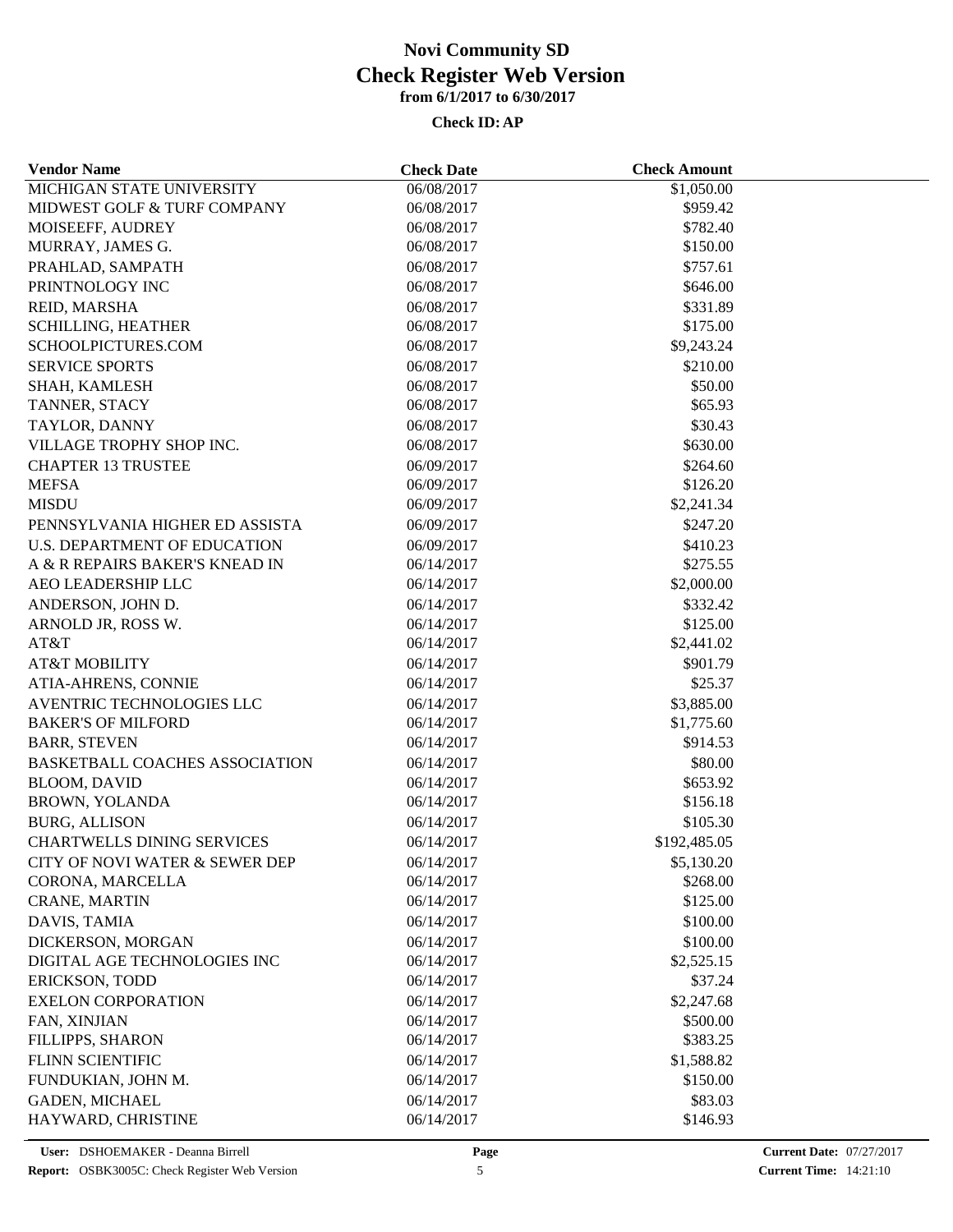# Novi Community SD
# Check Register Web Version
**from 6/1/2017 to 6/30/2017**

**Check ID: AP**

| Vendor Name | Check Date | Check Amount |
|---|---|---|
| MICHIGAN STATE UNIVERSITY | 06/08/2017 | $1,050.00 |
| MIDWEST GOLF & TURF COMPANY | 06/08/2017 | $959.42 |
| MOISEEFF, AUDREY | 06/08/2017 | $782.40 |
| MURRAY, JAMES G. | 06/08/2017 | $150.00 |
| PRAHLAD, SAMPATH | 06/08/2017 | $757.61 |
| PRINTNOLOGY INC | 06/08/2017 | $646.00 |
| REID, MARSHA | 06/08/2017 | $331.89 |
| SCHILLING, HEATHER | 06/08/2017 | $175.00 |
| SCHOOLPICTURES.COM | 06/08/2017 | $9,243.24 |
| SERVICE SPORTS | 06/08/2017 | $210.00 |
| SHAH, KAMLESH | 06/08/2017 | $50.00 |
| TANNER, STACY | 06/08/2017 | $65.93 |
| TAYLOR, DANNY | 06/08/2017 | $30.43 |
| VILLAGE TROPHY SHOP INC. | 06/08/2017 | $630.00 |
| CHAPTER 13 TRUSTEE | 06/09/2017 | $264.60 |
| MEFSA | 06/09/2017 | $126.20 |
| MISDU | 06/09/2017 | $2,241.34 |
| PENNSYLVANIA HIGHER ED ASSISTA | 06/09/2017 | $247.20 |
| U.S. DEPARTMENT OF EDUCATION | 06/09/2017 | $410.23 |
| A & R REPAIRS BAKER'S KNEAD IN | 06/14/2017 | $275.55 |
| AEO LEADERSHIP LLC | 06/14/2017 | $2,000.00 |
| ANDERSON, JOHN D. | 06/14/2017 | $332.42 |
| ARNOLD JR, ROSS W. | 06/14/2017 | $125.00 |
| AT&T | 06/14/2017 | $2,441.02 |
| AT&T MOBILITY | 06/14/2017 | $901.79 |
| ATIA-AHRENS, CONNIE | 06/14/2017 | $25.37 |
| AVENTRIC TECHNOLOGIES LLC | 06/14/2017 | $3,885.00 |
| BAKER'S OF MILFORD | 06/14/2017 | $1,775.60 |
| BARR, STEVEN | 06/14/2017 | $914.53 |
| BASKETBALL COACHES ASSOCIATION | 06/14/2017 | $80.00 |
| BLOOM, DAVID | 06/14/2017 | $653.92 |
| BROWN, YOLANDA | 06/14/2017 | $156.18 |
| BURG, ALLISON | 06/14/2017 | $105.30 |
| CHARTWELLS DINING SERVICES | 06/14/2017 | $192,485.05 |
| CITY OF NOVI WATER & SEWER DEP | 06/14/2017 | $5,130.20 |
| CORONA, MARCELLA | 06/14/2017 | $268.00 |
| CRANE, MARTIN | 06/14/2017 | $125.00 |
| DAVIS, TAMIA | 06/14/2017 | $100.00 |
| DICKERSON, MORGAN | 06/14/2017 | $100.00 |
| DIGITAL AGE TECHNOLOGIES INC | 06/14/2017 | $2,525.15 |
| ERICKSON, TODD | 06/14/2017 | $37.24 |
| EXELON CORPORATION | 06/14/2017 | $2,247.68 |
| FAN, XINJIAN | 06/14/2017 | $500.00 |
| FILLIPPS, SHARON | 06/14/2017 | $383.25 |
| FLINN SCIENTIFIC | 06/14/2017 | $1,588.82 |
| FUNDUKIAN, JOHN M. | 06/14/2017 | $150.00 |
| GADEN, MICHAEL | 06/14/2017 | $83.03 |
| HAYWARD, CHRISTINE | 06/14/2017 | $146.93 |

**User:** DSHOEMAKER - Deanna Birrell
**Report:** OSBK3005C: Check Register Web Version
**Current Date:** 07/27/2017
**Current Time:** 14:21:10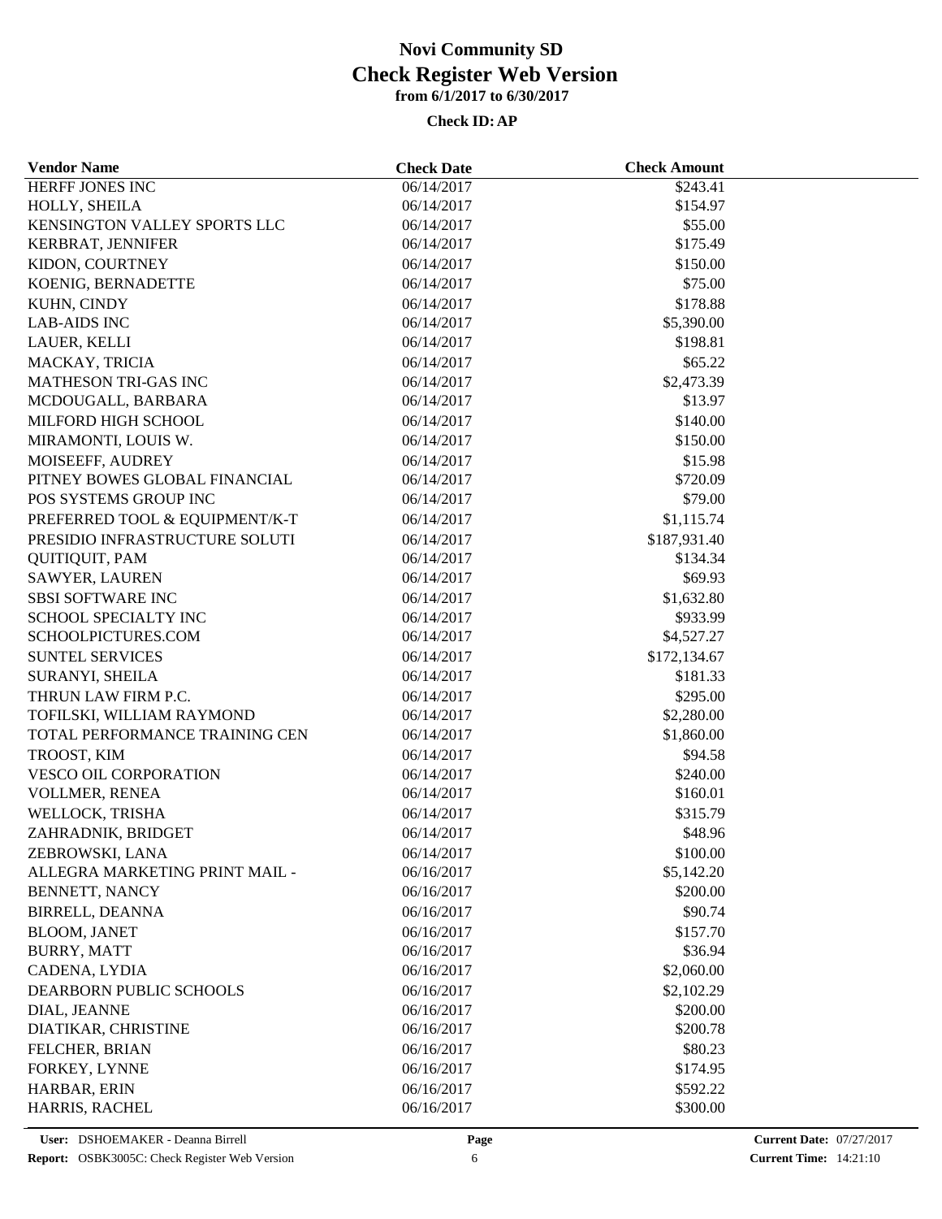# Novi Community SD
# Check Register Web Version
**from 6/1/2017 to 6/30/2017**

**Check ID: AP**

| Vendor Name | Check Date | Check Amount |
|---|---|---|
| HERFF JONES INC | 06/14/2017 | $243.41 |
| HOLLY, SHEILA | 06/14/2017 | $154.97 |
| KENSINGTON VALLEY SPORTS LLC | 06/14/2017 | $55.00 |
| KERBRAT, JENNIFER | 06/14/2017 | $175.49 |
| KIDON, COURTNEY | 06/14/2017 | $150.00 |
| KOENIG, BERNADETTE | 06/14/2017 | $75.00 |
| KUHN, CINDY | 06/14/2017 | $178.88 |
| LAB-AIDS INC | 06/14/2017 | $5,390.00 |
| LAUER, KELLI | 06/14/2017 | $198.81 |
| MACKAY, TRICIA | 06/14/2017 | $65.22 |
| MATHESON TRI-GAS INC | 06/14/2017 | $2,473.39 |
| MCDOUGALL, BARBARA | 06/14/2017 | $13.97 |
| MILFORD HIGH SCHOOL | 06/14/2017 | $140.00 |
| MIRAMONTI, LOUIS W. | 06/14/2017 | $150.00 |
| MOISEEFF, AUDREY | 06/14/2017 | $15.98 |
| PITNEY BOWES GLOBAL FINANCIAL | 06/14/2017 | $720.09 |
| POS SYSTEMS GROUP INC | 06/14/2017 | $79.00 |
| PREFERRED TOOL & EQUIPMENT/K-T | 06/14/2017 | $1,115.74 |
| PRESIDIO INFRASTRUCTURE SOLUTI | 06/14/2017 | $187,931.40 |
| QUITIQUIT, PAM | 06/14/2017 | $134.34 |
| SAWYER, LAUREN | 06/14/2017 | $69.93 |
| SBSI SOFTWARE INC | 06/14/2017 | $1,632.80 |
| SCHOOL SPECIALTY INC | 06/14/2017 | $933.99 |
| SCHOOLPICTURES.COM | 06/14/2017 | $4,527.27 |
| SUNTEL SERVICES | 06/14/2017 | $172,134.67 |
| SURANYI, SHEILA | 06/14/2017 | $181.33 |
| THRUN LAW FIRM P.C. | 06/14/2017 | $295.00 |
| TOFILSKI, WILLIAM RAYMOND | 06/14/2017 | $2,280.00 |
| TOTAL PERFORMANCE TRAINING CEN | 06/14/2017 | $1,860.00 |
| TROOST, KIM | 06/14/2017 | $94.58 |
| VESCO OIL CORPORATION | 06/14/2017 | $240.00 |
| VOLLMER, RENEA | 06/14/2017 | $160.01 |
| WELLOCK, TRISHA | 06/14/2017 | $315.79 |
| ZAHRADNIK, BRIDGET | 06/14/2017 | $48.96 |
| ZEBROWSKI, LANA | 06/14/2017 | $100.00 |
| ALLEGRA MARKETING PRINT MAIL - | 06/16/2017 | $5,142.20 |
| BENNETT, NANCY | 06/16/2017 | $200.00 |
| BIRRELL, DEANNA | 06/16/2017 | $90.74 |
| BLOOM, JANET | 06/16/2017 | $157.70 |
| BURRY, MATT | 06/16/2017 | $36.94 |
| CADENA, LYDIA | 06/16/2017 | $2,060.00 |
| DEARBORN PUBLIC SCHOOLS | 06/16/2017 | $2,102.29 |
| DIAL, JEANNE | 06/16/2017 | $200.00 |
| DIATIKAR, CHRISTINE | 06/16/2017 | $200.78 |
| FELCHER, BRIAN | 06/16/2017 | $80.23 |
| FORKEY, LYNNE | 06/16/2017 | $174.95 |
| HARBAR, ERIN | 06/16/2017 | $592.22 |
| HARRIS, RACHEL | 06/16/2017 | $300.00 |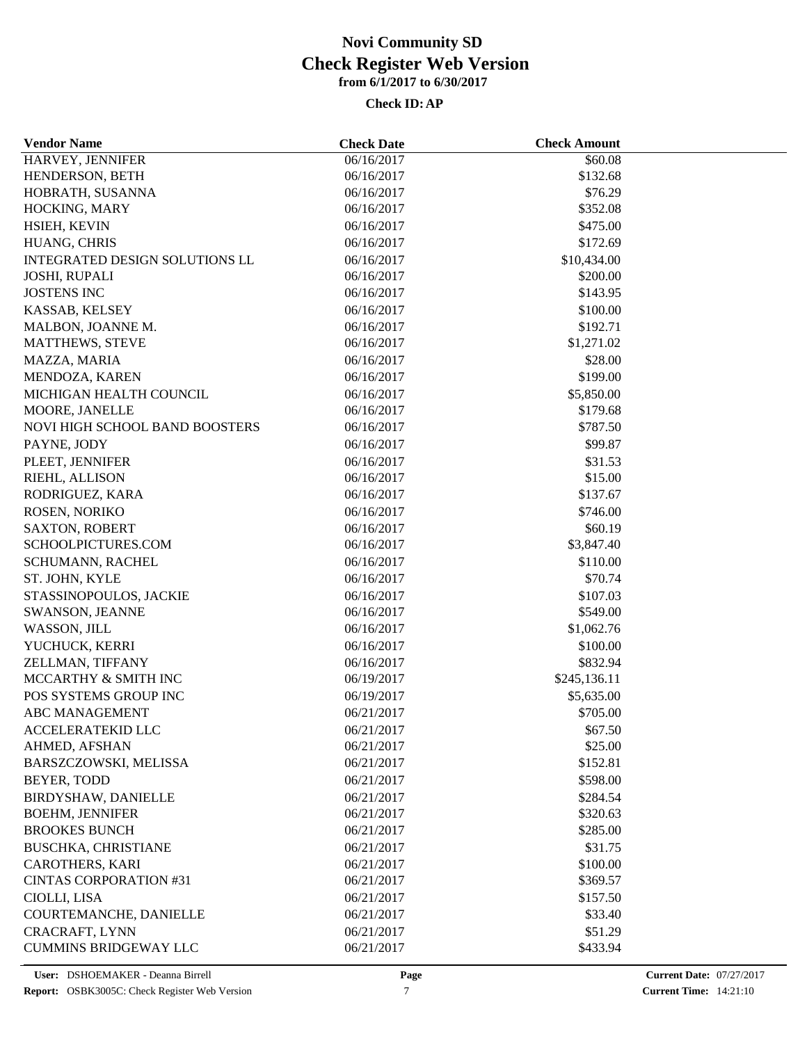# Novi Community SD
# Check Register Web Version
**from 6/1/2017 to 6/30/2017**

**Check ID: AP**

| Vendor Name | Check Date | Check Amount |
|---|---|---|
| HARVEY, JENNIFER | 06/16/2017 | $60.08 |
| HENDERSON, BETH | 06/16/2017 | $132.68 |
| HOBRATH, SUSANNA | 06/16/2017 | $76.29 |
| HOCKING, MARY | 06/16/2017 | $352.08 |
| HSIEH, KEVIN | 06/16/2017 | $475.00 |
| HUANG, CHRIS | 06/16/2017 | $172.69 |
| INTEGRATED DESIGN SOLUTIONS LL | 06/16/2017 | $10,434.00 |
| JOSHI, RUPALI | 06/16/2017 | $200.00 |
| JOSTENS INC | 06/16/2017 | $143.95 |
| KASSAB, KELSEY | 06/16/2017 | $100.00 |
| MALBON, JOANNE M. | 06/16/2017 | $192.71 |
| MATTHEWS, STEVE | 06/16/2017 | $1,271.02 |
| MAZZA, MARIA | 06/16/2017 | $28.00 |
| MENDOZA, KAREN | 06/16/2017 | $199.00 |
| MICHIGAN HEALTH COUNCIL | 06/16/2017 | $5,850.00 |
| MOORE, JANELLE | 06/16/2017 | $179.68 |
| NOVI HIGH SCHOOL BAND BOOSTERS | 06/16/2017 | $787.50 |
| PAYNE, JODY | 06/16/2017 | $99.87 |
| PLEET, JENNIFER | 06/16/2017 | $31.53 |
| RIEHL, ALLISON | 06/16/2017 | $15.00 |
| RODRIGUEZ, KARA | 06/16/2017 | $137.67 |
| ROSEN, NORIKO | 06/16/2017 | $746.00 |
| SAXTON, ROBERT | 06/16/2017 | $60.19 |
| SCHOOLPICTURES.COM | 06/16/2017 | $3,847.40 |
| SCHUMANN, RACHEL | 06/16/2017 | $110.00 |
| ST. JOHN, KYLE | 06/16/2017 | $70.74 |
| STASSINOPOULOS, JACKIE | 06/16/2017 | $107.03 |
| SWANSON, JEANNE | 06/16/2017 | $549.00 |
| WASSON, JILL | 06/16/2017 | $1,062.76 |
| YUCHUCK, KERRI | 06/16/2017 | $100.00 |
| ZELLMAN, TIFFANY | 06/16/2017 | $832.94 |
| MCCARTHY & SMITH INC | 06/19/2017 | $245,136.11 |
| POS SYSTEMS GROUP INC | 06/19/2017 | $5,635.00 |
| ABC MANAGEMENT | 06/21/2017 | $705.00 |
| ACCELERATEKID LLC | 06/21/2017 | $67.50 |
| AHMED, AFSHAN | 06/21/2017 | $25.00 |
| BARSZCZOWSKI, MELISSA | 06/21/2017 | $152.81 |
| BEYER, TODD | 06/21/2017 | $598.00 |
| BIRDYSHAW, DANIELLE | 06/21/2017 | $284.54 |
| BOEHM, JENNIFER | 06/21/2017 | $320.63 |
| BROOKES BUNCH | 06/21/2017 | $285.00 |
| BUSCHKA, CHRISTIANE | 06/21/2017 | $31.75 |
| CAROTHERS, KARI | 06/21/2017 | $100.00 |
| CINTAS CORPORATION #31 | 06/21/2017 | $369.57 |
| CIOLLI, LISA | 06/21/2017 | $157.50 |
| COURTEMANCHE, DANIELLE | 06/21/2017 | $33.40 |
| CRACRAFT, LYNN | 06/21/2017 | $51.29 |
| CUMMINS BRIDGEWAY LLC | 06/21/2017 | $433.94 |

User: DSHOEMAKER - Deanna Birrell
Report: OSBK3005C: Check Register Web Version
Current Date: 07/27/2017
Current Time: 14:21:10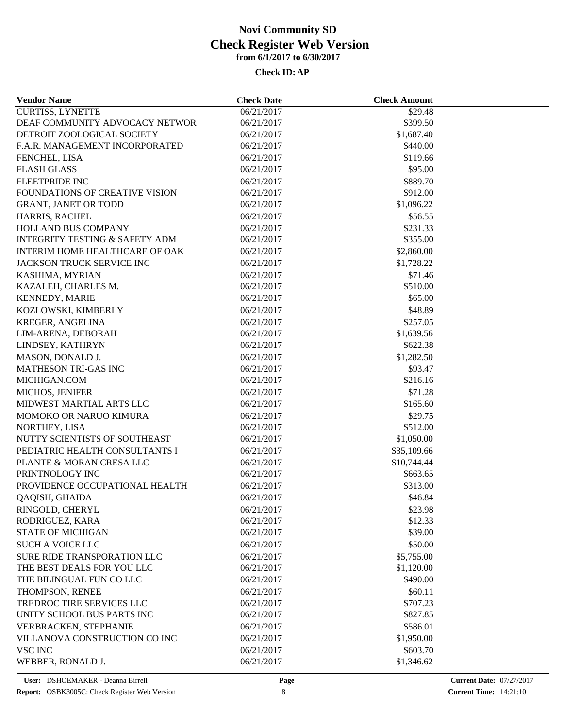# Novi Community SD
## Check Register Web Version
### from 6/1/2017 to 6/30/2017

**Check ID: AP**

| Vendor Name | Check Date | Check Amount |
|---|---|---|
| CURTISS, LYNETTE | 06/21/2017 | $29.48 |
| DEAF COMMUNITY ADVOCACY NETWOR | 06/21/2017 | $399.50 |
| DETROIT ZOOLOGICAL SOCIETY | 06/21/2017 | $1,687.40 |
| F.A.R. MANAGEMENT INCORPORATED | 06/21/2017 | $440.00 |
| FENCHEL, LISA | 06/21/2017 | $119.66 |
| FLASH GLASS | 06/21/2017 | $95.00 |
| FLEETPRIDE INC | 06/21/2017 | $889.70 |
| FOUNDATIONS OF CREATIVE VISION | 06/21/2017 | $912.00 |
| GRANT, JANET OR TODD | 06/21/2017 | $1,096.22 |
| HARRIS, RACHEL | 06/21/2017 | $56.55 |
| HOLLAND BUS COMPANY | 06/21/2017 | $231.33 |
| INTEGRITY TESTING & SAFETY ADM | 06/21/2017 | $355.00 |
| INTERIM HOME HEALTHCARE OF OAK | 06/21/2017 | $2,860.00 |
| JACKSON TRUCK SERVICE INC | 06/21/2017 | $1,728.22 |
| KASHIMA, MYRIAN | 06/21/2017 | $71.46 |
| KAZALEH, CHARLES M. | 06/21/2017 | $510.00 |
| KENNEDY, MARIE | 06/21/2017 | $65.00 |
| KOZLOWSKI, KIMBERLY | 06/21/2017 | $48.89 |
| KREGER, ANGELINA | 06/21/2017 | $257.05 |
| LIM-ARENA, DEBORAH | 06/21/2017 | $1,639.56 |
| LINDSEY, KATHRYN | 06/21/2017 | $622.38 |
| MASON, DONALD J. | 06/21/2017 | $1,282.50 |
| MATHESON TRI-GAS INC | 06/21/2017 | $93.47 |
| MICHIGAN.COM | 06/21/2017 | $216.16 |
| MICHOS, JENIFER | 06/21/2017 | $71.28 |
| MIDWEST MARTIAL ARTS LLC | 06/21/2017 | $165.60 |
| MOMOKO OR NARUO KIMURA | 06/21/2017 | $29.75 |
| NORTHEY, LISA | 06/21/2017 | $512.00 |
| NUTTY SCIENTISTS OF SOUTHEAST | 06/21/2017 | $1,050.00 |
| PEDIATRIC HEALTH CONSULTANTS I | 06/21/2017 | $35,109.66 |
| PLANTE & MORAN CRESA LLC | 06/21/2017 | $10,744.44 |
| PRINTNOLOGY INC | 06/21/2017 | $663.65 |
| PROVIDENCE OCCUPATIONAL HEALTH | 06/21/2017 | $313.00 |
| QAQISH, GHAIDA | 06/21/2017 | $46.84 |
| RINGOLD, CHERYL | 06/21/2017 | $23.98 |
| RODRIGUEZ, KARA | 06/21/2017 | $12.33 |
| STATE OF MICHIGAN | 06/21/2017 | $39.00 |
| SUCH A VOICE LLC | 06/21/2017 | $50.00 |
| SURE RIDE TRANSPORATION LLC | 06/21/2017 | $5,755.00 |
| THE BEST DEALS FOR YOU LLC | 06/21/2017 | $1,120.00 |
| THE BILINGUAL FUN CO LLC | 06/21/2017 | $490.00 |
| THOMPSON, RENEE | 06/21/2017 | $60.11 |
| TREDROC TIRE SERVICES LLC | 06/21/2017 | $707.23 |
| UNITY SCHOOL BUS PARTS INC | 06/21/2017 | $827.85 |
| VERBRACKEN, STEPHANIE | 06/21/2017 | $586.01 |
| VILLANOVA CONSTRUCTION CO INC | 06/21/2017 | $1,950.00 |
| VSC INC | 06/21/2017 | $603.70 |
| WEBBER, RONALD J. | 06/21/2017 | $1,346.62 |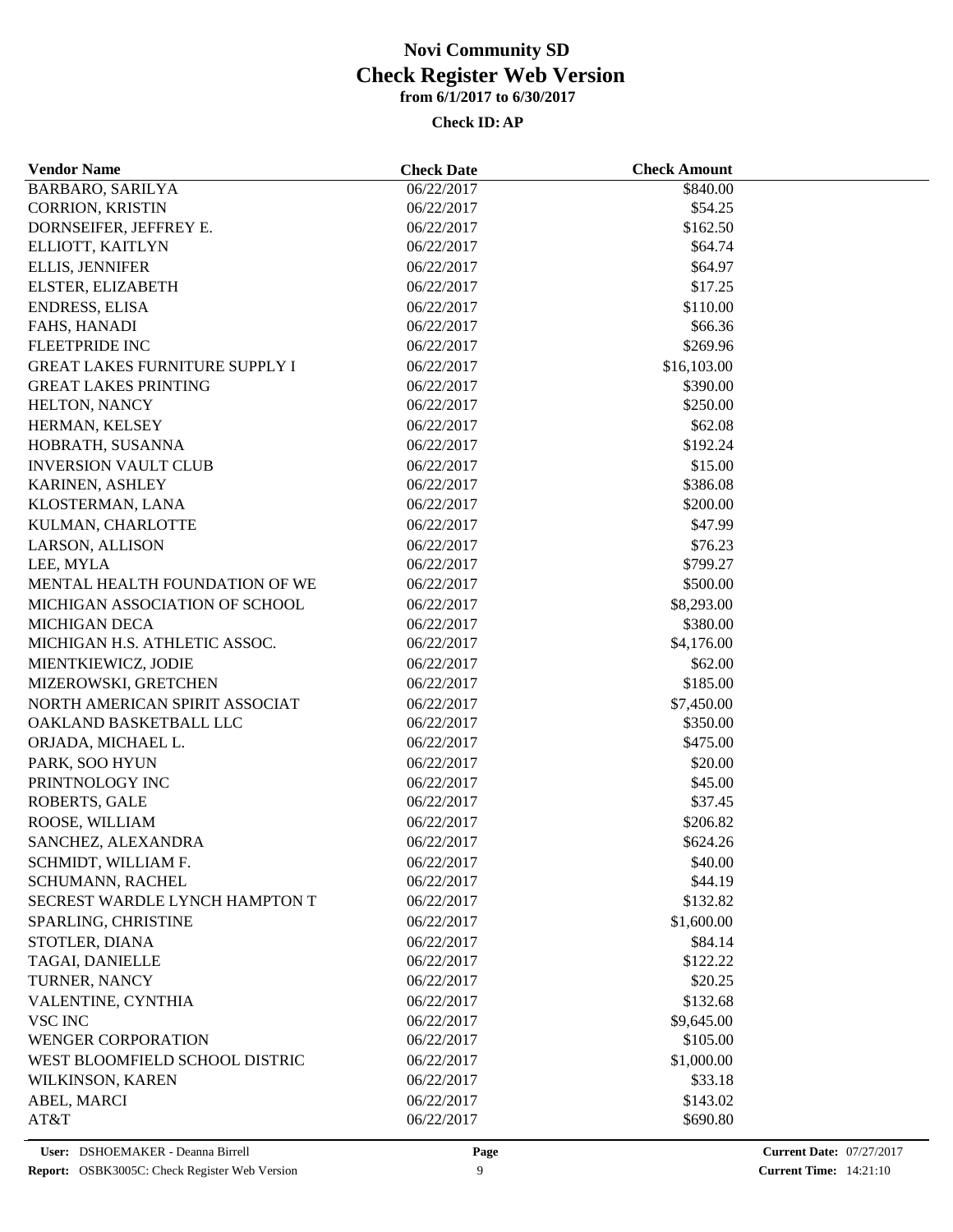# Novi Community SD
# Check Register Web Version
**from 6/1/2017 to 6/30/2017**

**Check ID: AP**

| Vendor Name | Check Date | Check Amount |
|---|---|---|
| BARBARO, SARILYA | 06/22/2017 | \$840.00 |
| CORRION, KRISTIN | 06/22/2017 | \$54.25 |
| DORNSEIFER, JEFFREY E. | 06/22/2017 | \$162.50 |
| ELLIOTT, KAITLYN | 06/22/2017 | \$64.74 |
| ELLIS, JENNIFER | 06/22/2017 | \$64.97 |
| ELSTER, ELIZABETH | 06/22/2017 | \$17.25 |
| ENDRESS, ELISA | 06/22/2017 | \$110.00 |
| FAHS, HANADI | 06/22/2017 | \$66.36 |
| FLEETPRIDE INC | 06/22/2017 | \$269.96 |
| GREAT LAKES FURNITURE SUPPLY I | 06/22/2017 | \$16,103.00 |
| GREAT LAKES PRINTING | 06/22/2017 | \$390.00 |
| HELTON, NANCY | 06/22/2017 | \$250.00 |
| HERMAN, KELSEY | 06/22/2017 | \$62.08 |
| HOBRATH, SUSANNA | 06/22/2017 | \$192.24 |
| INVERSION VAULT CLUB | 06/22/2017 | \$15.00 |
| KARINEN, ASHLEY | 06/22/2017 | \$386.08 |
| KLOSTERMAN, LANA | 06/22/2017 | \$200.00 |
| KULMAN, CHARLOTTE | 06/22/2017 | \$47.99 |
| LARSON, ALLISON | 06/22/2017 | \$76.23 |
| LEE, MYLA | 06/22/2017 | \$799.27 |
| MENTAL HEALTH FOUNDATION OF WE | 06/22/2017 | \$500.00 |
| MICHIGAN ASSOCIATION OF SCHOOL | 06/22/2017 | \$8,293.00 |
| MICHIGAN DECA | 06/22/2017 | \$380.00 |
| MICHIGAN H.S. ATHLETIC ASSOC. | 06/22/2017 | \$4,176.00 |
| MIENTKIEWICZ, JODIE | 06/22/2017 | \$62.00 |
| MIZEROWSKI, GRETCHEN | 06/22/2017 | \$185.00 |
| NORTH AMERICAN SPIRIT ASSOCIAT | 06/22/2017 | \$7,450.00 |
| OAKLAND BASKETBALL LLC | 06/22/2017 | \$350.00 |
| ORJADA, MICHAEL L. | 06/22/2017 | \$475.00 |
| PARK, SOO HYUN | 06/22/2017 | \$20.00 |
| PRINTNOLOGY INC | 06/22/2017 | \$45.00 |
| ROBERTS, GALE | 06/22/2017 | \$37.45 |
| ROOSE, WILLIAM | 06/22/2017 | \$206.82 |
| SANCHEZ, ALEXANDRA | 06/22/2017 | \$624.26 |
| SCHMIDT, WILLIAM F. | 06/22/2017 | \$40.00 |
| SCHUMANN, RACHEL | 06/22/2017 | \$44.19 |
| SECREST WARDLE LYNCH HAMPTON T | 06/22/2017 | \$132.82 |
| SPARLING, CHRISTINE | 06/22/2017 | \$1,600.00 |
| STOTLER, DIANA | 06/22/2017 | \$84.14 |
| TAGAI, DANIELLE | 06/22/2017 | \$122.22 |
| TURNER, NANCY | 06/22/2017 | \$20.25 |
| VALENTINE, CYNTHIA | 06/22/2017 | \$132.68 |
| VSC INC | 06/22/2017 | \$9,645.00 |
| WENGER CORPORATION | 06/22/2017 | \$105.00 |
| WEST BLOOMFIELD SCHOOL DISTRIC | 06/22/2017 | \$1,000.00 |
| WILKINSON, KAREN | 06/22/2017 | \$33.18 |
| ABEL, MARCI | 06/22/2017 | \$143.02 |
| AT&T | 06/22/2017 | \$690.80 |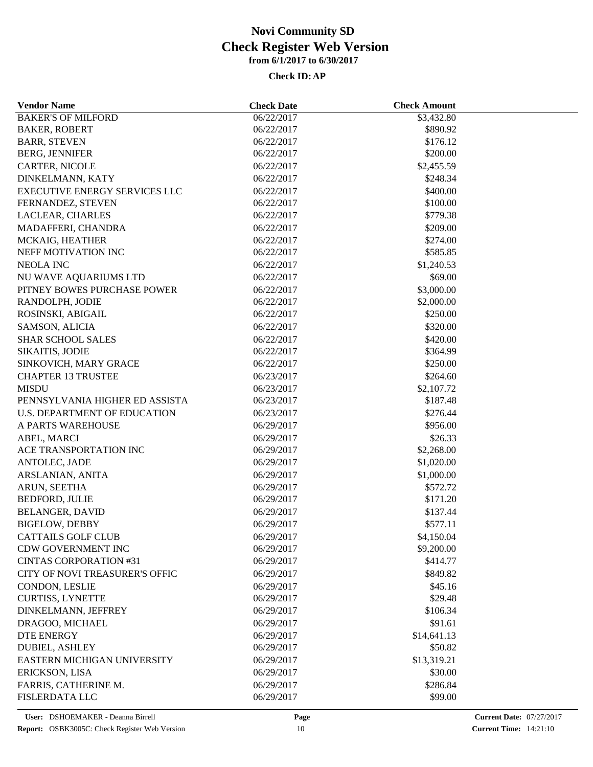# Novi Community SD
# Check Register Web Version
**from 6/1/2017 to 6/30/2017**

**Check ID: AP**

| Vendor Name | Check Date | Check Amount |
|---|---|---|
| BAKER'S OF MILFORD | 06/22/2017 | $3,432.80 |
| BAKER, ROBERT | 06/22/2017 | $890.92 |
| BARR, STEVEN | 06/22/2017 | $176.12 |
| BERG, JENNIFER | 06/22/2017 | $200.00 |
| CARTER, NICOLE | 06/22/2017 | $2,455.59 |
| DINKELMANN, KATY | 06/22/2017 | $248.34 |
| EXECUTIVE ENERGY SERVICES LLC | 06/22/2017 | $400.00 |
| FERNANDEZ, STEVEN | 06/22/2017 | $100.00 |
| LACLEAR, CHARLES | 06/22/2017 | $779.38 |
| MADAFFERI, CHANDRA | 06/22/2017 | $209.00 |
| MCKAIG, HEATHER | 06/22/2017 | $274.00 |
| NEFF MOTIVATION INC | 06/22/2017 | $585.85 |
| NEOLA INC | 06/22/2017 | $1,240.53 |
| NU WAVE AQUARIUMS LTD | 06/22/2017 | $69.00 |
| PITNEY BOWES PURCHASE POWER | 06/22/2017 | $3,000.00 |
| RANDOLPH, JODIE | 06/22/2017 | $2,000.00 |
| ROSINSKI, ABIGAIL | 06/22/2017 | $250.00 |
| SAMSON, ALICIA | 06/22/2017 | $320.00 |
| SHAR SCHOOL SALES | 06/22/2017 | $420.00 |
| SIKAITIS, JODIE | 06/22/2017 | $364.99 |
| SINKOVICH, MARY GRACE | 06/22/2017 | $250.00 |
| CHAPTER 13 TRUSTEE | 06/23/2017 | $264.60 |
| MISDU | 06/23/2017 | $2,107.72 |
| PENNSYLVANIA HIGHER ED ASSISTA | 06/23/2017 | $187.48 |
| U.S. DEPARTMENT OF EDUCATION | 06/23/2017 | $276.44 |
| A PARTS WAREHOUSE | 06/29/2017 | $956.00 |
| ABEL, MARCI | 06/29/2017 | $26.33 |
| ACE TRANSPORTATION INC | 06/29/2017 | $2,268.00 |
| ANTOLEC, JADE | 06/29/2017 | $1,020.00 |
| ARSLANIAN, ANITA | 06/29/2017 | $1,000.00 |
| ARUN, SEETHA | 06/29/2017 | $572.72 |
| BEDFORD, JULIE | 06/29/2017 | $171.20 |
| BELANGER, DAVID | 06/29/2017 | $137.44 |
| BIGELOW, DEBBY | 06/29/2017 | $577.11 |
| CATTAILS GOLF CLUB | 06/29/2017 | $4,150.04 |
| CDW GOVERNMENT INC | 06/29/2017 | $9,200.00 |
| CINTAS CORPORATION #31 | 06/29/2017 | $414.77 |
| CITY OF NOVI TREASURER'S OFFIC | 06/29/2017 | $849.82 |
| CONDON, LESLIE | 06/29/2017 | $45.16 |
| CURTISS, LYNETTE | 06/29/2017 | $29.48 |
| DINKELMANN, JEFFREY | 06/29/2017 | $106.34 |
| DRAGOO, MICHAEL | 06/29/2017 | $91.61 |
| DTE ENERGY | 06/29/2017 | $14,641.13 |
| DUBIEL, ASHLEY | 06/29/2017 | $50.82 |
| EASTERN MICHIGAN UNIVERSITY | 06/29/2017 | $13,319.21 |
| ERICKSON, LISA | 06/29/2017 | $30.00 |
| FARRIS, CATHERINE M. | 06/29/2017 | $286.84 |
| FISLERDATA LLC | 06/29/2017 | $99.00 |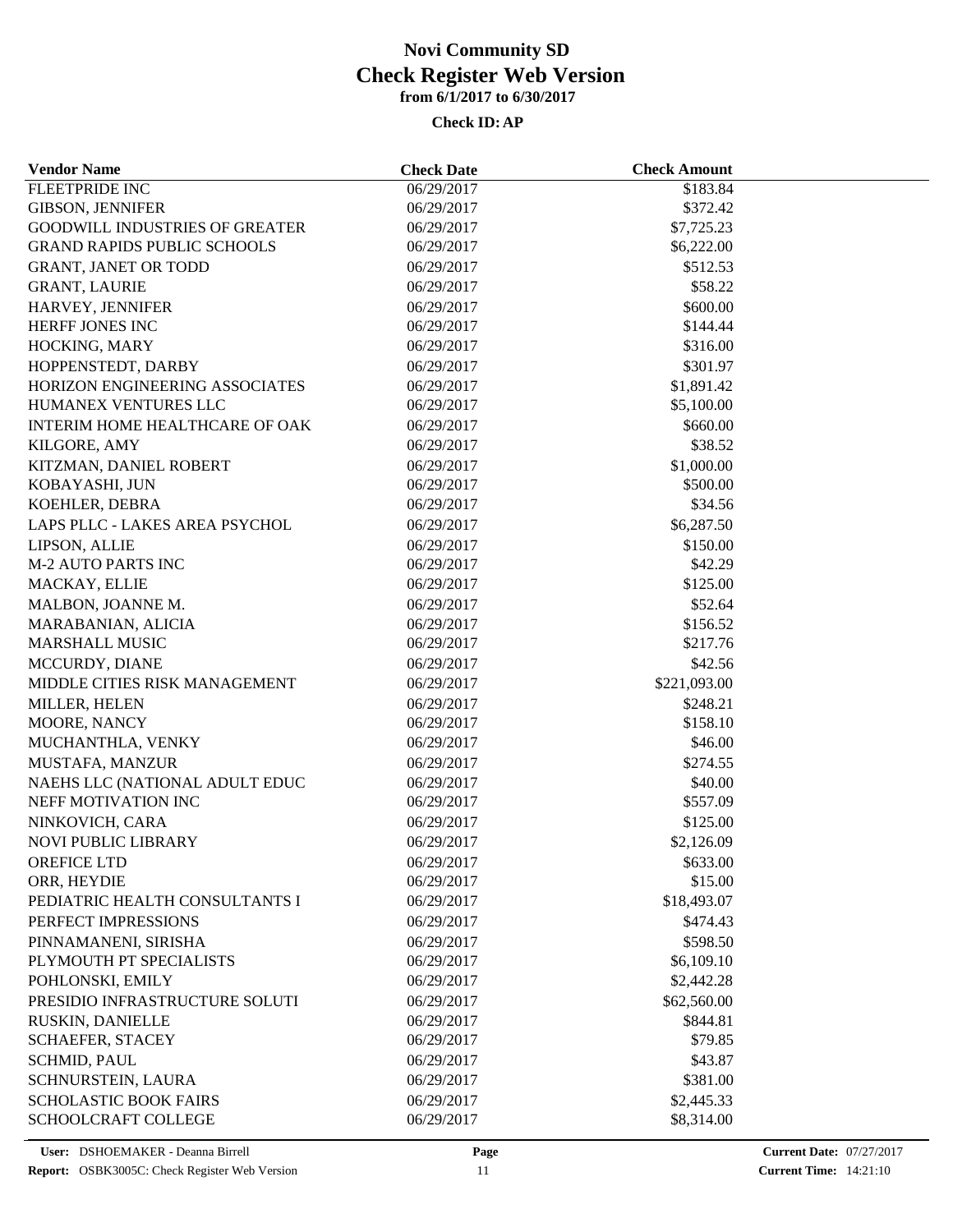# Novi Community SD
# Check Register Web Version
**from 6/1/2017 to 6/30/2017**

**Check ID: AP**

| Vendor Name | Check Date | Check Amount |
|---|---|---|
| FLEETPRIDE INC | 06/29/2017 | $183.84 |
| GIBSON, JENNIFER | 06/29/2017 | $372.42 |
| GOODWILL INDUSTRIES OF GREATER | 06/29/2017 | $7,725.23 |
| GRAND RAPIDS PUBLIC SCHOOLS | 06/29/2017 | $6,222.00 |
| GRANT, JANET OR TODD | 06/29/2017 | $512.53 |
| GRANT, LAURIE | 06/29/2017 | $58.22 |
| HARVEY, JENNIFER | 06/29/2017 | $600.00 |
| HERFF JONES INC | 06/29/2017 | $144.44 |
| HOCKING, MARY | 06/29/2017 | $316.00 |
| HOPPENSTEDT, DARBY | 06/29/2017 | $301.97 |
| HORIZON ENGINEERING ASSOCIATES | 06/29/2017 | $1,891.42 |
| HUMANEX VENTURES LLC | 06/29/2017 | $5,100.00 |
| INTERIM HOME HEALTHCARE OF OAK | 06/29/2017 | $660.00 |
| KILGORE, AMY | 06/29/2017 | $38.52 |
| KITZMAN, DANIEL ROBERT | 06/29/2017 | $1,000.00 |
| KOBAYASHI, JUN | 06/29/2017 | $500.00 |
| KOEHLER, DEBRA | 06/29/2017 | $34.56 |
| LAPS PLLC - LAKES AREA PSYCHOL | 06/29/2017 | $6,287.50 |
| LIPSON, ALLIE | 06/29/2017 | $150.00 |
| M-2 AUTO PARTS INC | 06/29/2017 | $42.29 |
| MACKAY, ELLIE | 06/29/2017 | $125.00 |
| MALBON, JOANNE M. | 06/29/2017 | $52.64 |
| MARABANIAN, ALICIA | 06/29/2017 | $156.52 |
| MARSHALL MUSIC | 06/29/2017 | $217.76 |
| MCCURDY, DIANE | 06/29/2017 | $42.56 |
| MIDDLE CITIES RISK MANAGEMENT | 06/29/2017 | $221,093.00 |
| MILLER, HELEN | 06/29/2017 | $248.21 |
| MOORE, NANCY | 06/29/2017 | $158.10 |
| MUCHANTHLA, VENKY | 06/29/2017 | $46.00 |
| MUSTAFA, MANZUR | 06/29/2017 | $274.55 |
| NAEHS LLC (NATIONAL ADULT EDUC | 06/29/2017 | $40.00 |
| NEFF MOTIVATION INC | 06/29/2017 | $557.09 |
| NINKOVICH, CARA | 06/29/2017 | $125.00 |
| NOVI PUBLIC LIBRARY | 06/29/2017 | $2,126.09 |
| OREFICE LTD | 06/29/2017 | $633.00 |
| ORR, HEYDIE | 06/29/2017 | $15.00 |
| PEDIATRIC HEALTH CONSULTANTS I | 06/29/2017 | $18,493.07 |
| PERFECT IMPRESSIONS | 06/29/2017 | $474.43 |
| PINNAMANENI, SIRISHA | 06/29/2017 | $598.50 |
| PLYMOUTH PT SPECIALISTS | 06/29/2017 | $6,109.10 |
| POHLONSKI, EMILY | 06/29/2017 | $2,442.28 |
| PRESIDIO INFRASTRUCTURE SOLUTI | 06/29/2017 | $62,560.00 |
| RUSKIN, DANIELLE | 06/29/2017 | $844.81 |
| SCHAEFER, STACEY | 06/29/2017 | $79.85 |
| SCHMID, PAUL | 06/29/2017 | $43.87 |
| SCHNURSTEIN, LAURA | 06/29/2017 | $381.00 |
| SCHOLASTIC BOOK FAIRS | 06/29/2017 | $2,445.33 |
| SCHOOLCRAFT COLLEGE | 06/29/2017 | $8,314.00 |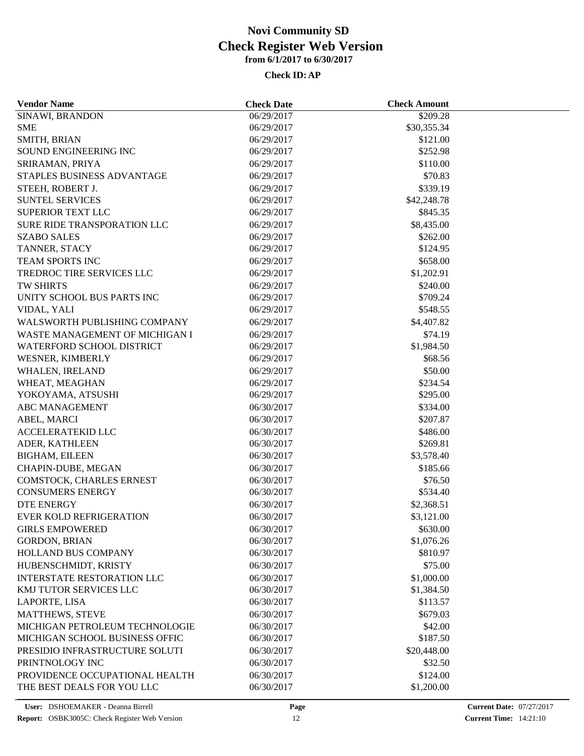# Novi Community SD
## Check Register Web Version
### from 6/1/2017 to 6/30/2017

**Check ID: AP**

| Vendor Name | Check Date | Check Amount |
|---|---|---|
| SINAWI, BRANDON | 06/29/2017 | $209.28 |
| SME | 06/29/2017 | $30,355.34 |
| SMITH, BRIAN | 06/29/2017 | $121.00 |
| SOUND ENGINEERING INC | 06/29/2017 | $252.98 |
| SRIRAMAN, PRIYA | 06/29/2017 | $110.00 |
| STAPLES BUSINESS ADVANTAGE | 06/29/2017 | $70.83 |
| STEEH, ROBERT J. | 06/29/2017 | $339.19 |
| SUNTEL SERVICES | 06/29/2017 | $42,248.78 |
| SUPERIOR TEXT LLC | 06/29/2017 | $845.35 |
| SURE RIDE TRANSPORATION LLC | 06/29/2017 | $8,435.00 |
| SZABO SALES | 06/29/2017 | $262.00 |
| TANNER, STACY | 06/29/2017 | $124.95 |
| TEAM SPORTS INC | 06/29/2017 | $658.00 |
| TREDROC TIRE SERVICES LLC | 06/29/2017 | $1,202.91 |
| TW SHIRTS | 06/29/2017 | $240.00 |
| UNITY SCHOOL BUS PARTS INC | 06/29/2017 | $709.24 |
| VIDAL, YALI | 06/29/2017 | $548.55 |
| WALSWORTH PUBLISHING COMPANY | 06/29/2017 | $4,407.82 |
| WASTE MANAGEMENT OF MICHIGAN I | 06/29/2017 | $74.19 |
| WATERFORD SCHOOL DISTRICT | 06/29/2017 | $1,984.50 |
| WESNER, KIMBERLY | 06/29/2017 | $68.56 |
| WHALEN, IRELAND | 06/29/2017 | $50.00 |
| WHEAT, MEAGHAN | 06/29/2017 | $234.54 |
| YOKOYAMA, ATSUSHI | 06/29/2017 | $295.00 |
| ABC MANAGEMENT | 06/30/2017 | $334.00 |
| ABEL, MARCI | 06/30/2017 | $207.87 |
| ACCELERATEKID LLC | 06/30/2017 | $486.00 |
| ADER, KATHLEEN | 06/30/2017 | $269.81 |
| BIGHAM, EILEEN | 06/30/2017 | $3,578.40 |
| CHAPIN-DUBE, MEGAN | 06/30/2017 | $185.66 |
| COMSTOCK, CHARLES ERNEST | 06/30/2017 | $76.50 |
| CONSUMERS ENERGY | 06/30/2017 | $534.40 |
| DTE ENERGY | 06/30/2017 | $2,368.51 |
| EVER KOLD REFRIGERATION | 06/30/2017 | $3,121.00 |
| GIRLS EMPOWERED | 06/30/2017 | $630.00 |
| GORDON, BRIAN | 06/30/2017 | $1,076.26 |
| HOLLAND BUS COMPANY | 06/30/2017 | $810.97 |
| HUBENSCHMIDT, KRISTY | 06/30/2017 | $75.00 |
| INTERSTATE RESTORATION LLC | 06/30/2017 | $1,000.00 |
| KMJ TUTOR SERVICES LLC | 06/30/2017 | $1,384.50 |
| LAPORTE, LISA | 06/30/2017 | $113.57 |
| MATTHEWS, STEVE | 06/30/2017 | $679.03 |
| MICHIGAN PETROLEUM TECHNOLOGIE | 06/30/2017 | $42.00 |
| MICHIGAN SCHOOL BUSINESS OFFIC | 06/30/2017 | $187.50 |
| PRESIDIO INFRASTRUCTURE SOLUTI | 06/30/2017 | $20,448.00 |
| PRINTNOLOGY INC | 06/30/2017 | $32.50 |
| PROVIDENCE OCCUPATIONAL HEALTH | 06/30/2017 | $124.00 |
| THE BEST DEALS FOR YOU LLC | 06/30/2017 | $1,200.00 |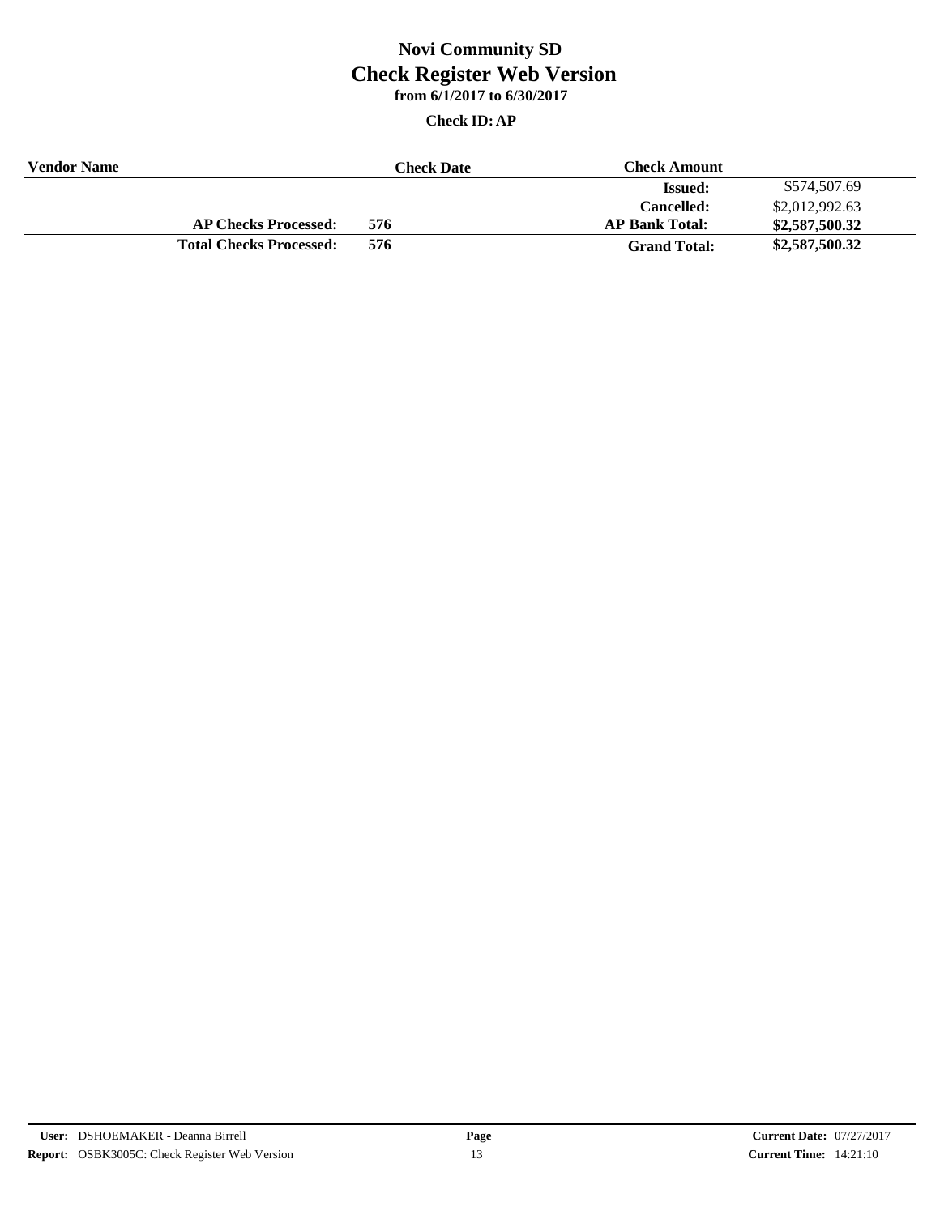# Novi Community SD

## Check Register Web Version

**from 6/1/2017 to 6/30/2017**

**Check ID: AP**

| Vendor Name | Check Date | Check Amount | |
|---|---|---|---|
| | | **Issued:** | $574,507.69 |
| | | **Cancelled:** | $2,012,992.63 |
| **AP Checks Processed:** | **576** | **AP Bank Total:** | **$2,587,500.32** |
| **Total Checks Processed:** | **576** | **Grand Total:** | **$2,587,500.32** |

**User:** DSHOEMAKER - Deanna Birrell
**Report:** OSBK3005C: Check Register Web Version
**Current Date:** 07/27/2017
**Current Time:** 14:21:10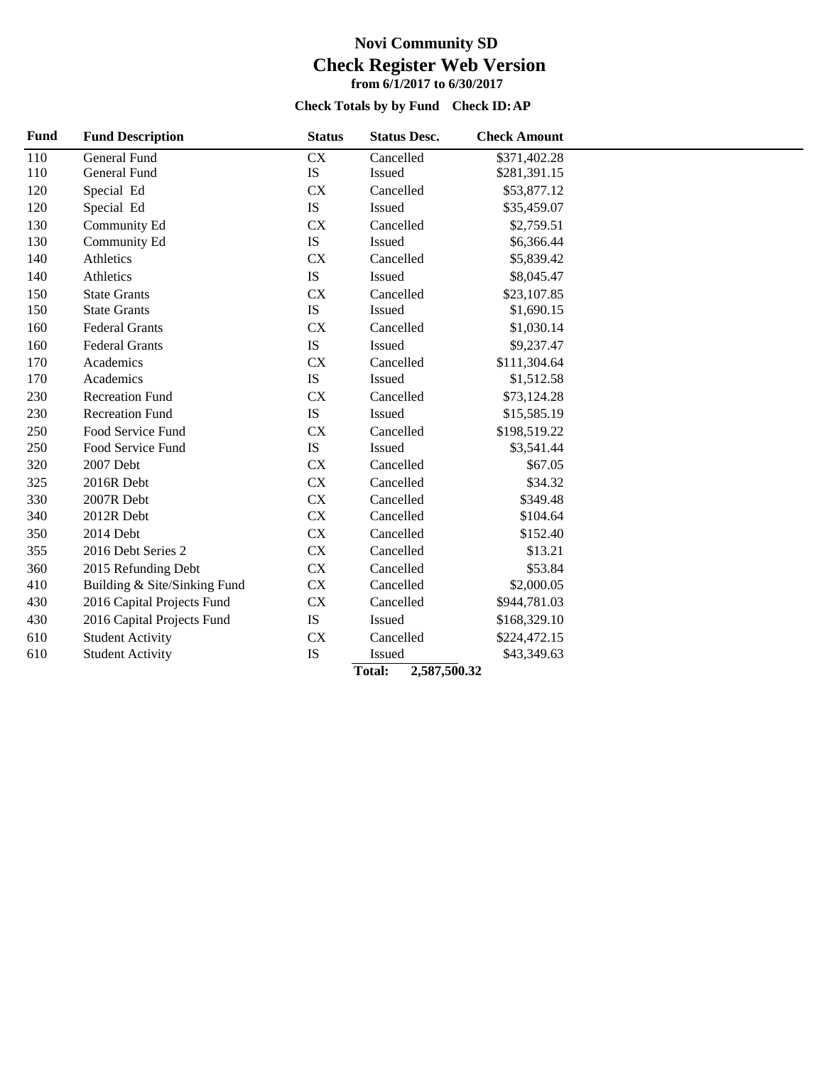# Novi Community SD

## Check Register Web Version

**from 6/1/2017 to 6/30/2017**

**Check Totals by by Fund    Check ID: AP**

| Fund | Fund Description | Status | Status Desc. | Check Amount |
|---|---|---|---|---|
| 110 | General Fund | CX | Cancelled | $371,402.28 |
| 110 | General Fund | IS | Issued | $281,391.15 |
| 120 | Special Ed | CX | Cancelled | $53,877.12 |
| 120 | Special Ed | IS | Issued | $35,459.07 |
| 130 | Community Ed | CX | Cancelled | $2,759.51 |
| 130 | Community Ed | IS | Issued | $6,366.44 |
| 140 | Athletics | CX | Cancelled | $5,839.42 |
| 140 | Athletics | IS | Issued | $8,045.47 |
| 150 | State Grants | CX | Cancelled | $23,107.85 |
| 150 | State Grants | IS | Issued | $1,690.15 |
| 160 | Federal Grants | CX | Cancelled | $1,030.14 |
| 160 | Federal Grants | IS | Issued | $9,237.47 |
| 170 | Academics | CX | Cancelled | $111,304.64 |
| 170 | Academics | IS | Issued | $1,512.58 |
| 230 | Recreation Fund | CX | Cancelled | $73,124.28 |
| 230 | Recreation Fund | IS | Issued | $15,585.19 |
| 250 | Food Service Fund | CX | Cancelled | $198,519.22 |
| 250 | Food Service Fund | IS | Issued | $3,541.44 |
| 320 | 2007 Debt | CX | Cancelled | $67.05 |
| 325 | 2016R Debt | CX | Cancelled | $34.32 |
| 330 | 2007R Debt | CX | Cancelled | $349.48 |
| 340 | 2012R Debt | CX | Cancelled | $104.64 |
| 350 | 2014 Debt | CX | Cancelled | $152.40 |
| 355 | 2016 Debt Series 2 | CX | Cancelled | $13.21 |
| 360 | 2015 Refunding Debt | CX | Cancelled | $53.84 |
| 410 | Building & Site/Sinking Fund | CX | Cancelled | $2,000.05 |
| 430 | 2016 Capital Projects Fund | CX | Cancelled | $944,781.03 |
| 430 | 2016 Capital Projects Fund | IS | Issued | $168,329.10 |
| 610 | Student Activity | CX | Cancelled | $224,472.15 |
| 610 | Student Activity | IS | Issued | $43,349.63 |
| | | | **Total:** | **2,587,500.32** |